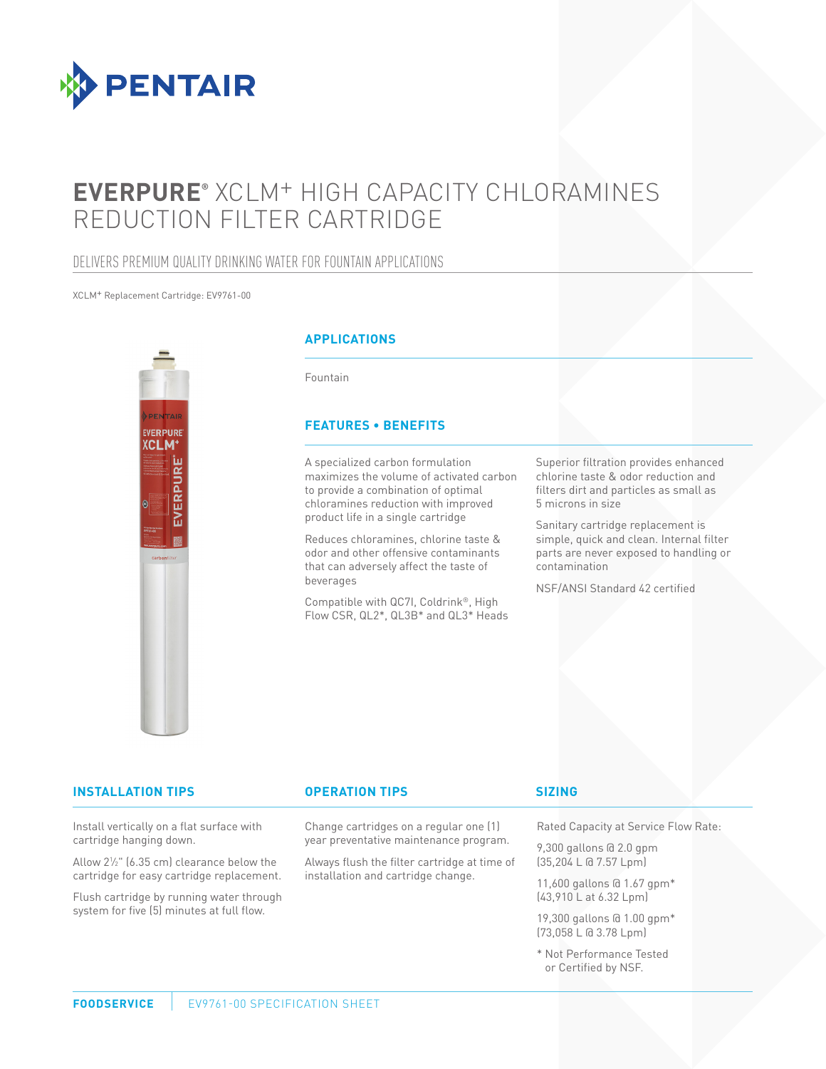PENTAIR

# EVERPURE® XCLM+ HIGH CAPACITY CHLORAMINES REDUCTION FILTER CARTRIDGE

## DELIVERS PREMIUM QUALITY DRINKING WATER FOR FOUNTAIN APPLICATIONS

XCLM+ Replacement Cartridge: EV9761-00

### APPLICATIONS

Fountain

### FEATURES • BENEFITS

A specialized carbon formulation maximizes the volume of activated carbon to provide a combination of optimal chloramines reduction with improved product life in a single cartridge

Reduces chloramines, chlorine taste & odor and other offensive contaminants that can adversely affect the taste of beverages

Compatible with QC7I, Coldrink®, High Flow CSR, QL2*, QL3B* and QL3* Heads

Superior filtration provides enhanced chlorine taste & odor reduction and filters dirt and particles as small as 5 microns in size

Sanitary cartridge replacement is simple, quick and clean. Internal filter parts are never exposed to handling or contamination

NSF/ANSI Standard 42 certified

### INSTALLATION TIPS

Install vertically on a flat surface with cartridge hanging down.

Allow 2½" (6.35 cm) clearance below the cartridge for easy cartridge replacement.

Flush cartridge by running water through system for five (5) minutes at full flow.

### OPERATION TIPS

Change cartridges on a regular one (1) year preventative maintenance program.

Always flush the filter cartridge at time of installation and cartridge change.

### SIZING

Rated Capacity at Service Flow Rate:

9,300 gallons @ 2.0 gpm
(35,204 L @ 7.57 Lpm)

11,600 gallons @ 1.67 gpm*
(43,910 L at 6.32 Lpm)

19,300 gallons @ 1.00 gpm*
(73,058 L @ 3.78 Lpm)

* Not Performance Tested or Certified by NSF.

**FOODSERVICE** | EV9761-00 SPECIFICATION SHEET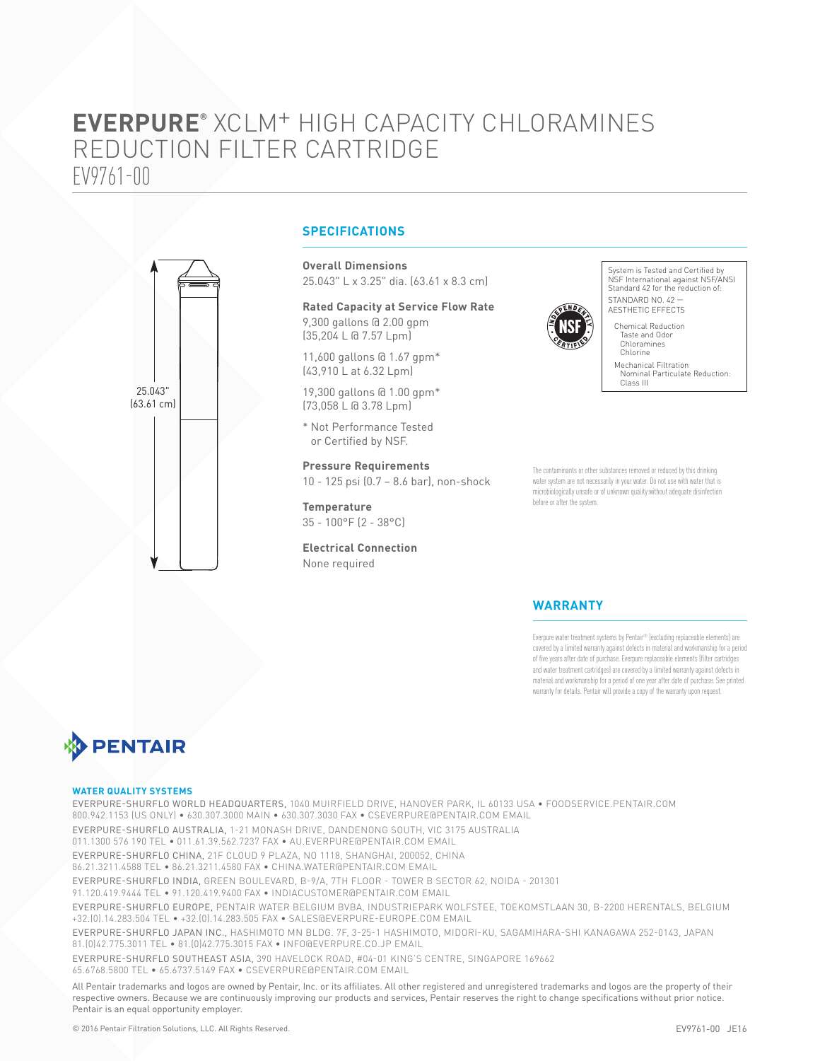# EVERPURE® XCLM+ HIGH CAPACITY CHLORAMINES REDUCTION FILTER CARTRIDGE

EV9761-00

25.043"
(63.61 cm)

## SPECIFICATIONS

**Overall Dimensions**
25.043" L x 3.25" dia. (63.61 x 8.3 cm)

**Rated Capacity at Service Flow Rate**
9,300 gallons @ 2.00 gpm
(35,204 L @ 7.57 Lpm)

11,600 gallons @ 1.67 gpm*
(43,910 L at 6.32 Lpm)

19,300 gallons @ 1.00 gpm*
(73,058 L @ 3.78 Lpm)

* Not Performance Tested or Certified by NSF.

**Pressure Requirements**
10 - 125 psi (0.7 – 8.6 bar), non-shock

**Temperature**
35 - 100°F (2 - 38°C)

**Electrical Connection**
None required

INDEPENDENTLY NSF CERTIFIED

System is Tested and Certified by NSF International against NSF/ANSI Standard 42 for the reduction of:

STANDARD NO. 42 — AESTHETIC EFFECTS

- Chemical Reduction
  - Taste and Odor
  - Chloramines
  - Chlorine
- Mechanical Filtration
  - Nominal Particulate Reduction: Class III

The contaminants or other substances removed or reduced by this drinking water system are not necessarily in your water. Do not use with water that is microbiologically unsafe or of unknown quality without adequate disinfection before or after the system.

## WARRANTY

Everpure water treatment systems by Pentair® (excluding replaceable elements) are covered by a limited warranty against defects in material and workmanship for a period of five years after date of purchase. Everpure replaceable elements (filter cartridges and water treatment cartridges) are covered by a limited warranty against defects in material and workmanship for a period of one year after date of purchase. See printed warranty for details. Pentair will provide a copy of the warranty upon request.

PENTAIR

**WATER QUALITY SYSTEMS**

EVERPURE-SHURFLO WORLD HEADQUARTERS, 1040 MUIRFIELD DRIVE, HANOVER PARK, IL 60133 USA • FOODSERVICE.PENTAIR.COM
800.942.1153 (US ONLY) • 630.307.3000 MAIN • 630.307.3030 FAX • CSEVERPURE@PENTAIR.COM EMAIL

EVERPURE-SHURFLO AUSTRALIA, 1-21 MONASH DRIVE, DANDENONG SOUTH, VIC 3175 AUSTRALIA
011.1300 576 190 TEL • 011.61.39.562.7237 FAX • AU.EVERPURE@PENTAIR.COM EMAIL

EVERPURE-SHURFLO CHINA, 21F CLOUD 9 PLAZA, NO 1118, SHANGHAI, 200052, CHINA
86.21.3211.4588 TEL • 86.21.3211.4580 FAX • CHINA.WATER@PENTAIR.COM EMAIL

EVERPURE-SHURFLO INDIA, GREEN BOULEVARD, B-9/A, 7TH FLOOR - TOWER B SECTOR 62, NOIDA - 201301
91.120.419.9444 TEL • 91.120.419.9400 FAX • INDIACUSTOMER@PENTAIR.COM EMAIL

EVERPURE-SHURFLO EUROPE, PENTAIR WATER BELGIUM BVBA, INDUSTRIEPARK WOLFSTEE, TOEKOMSTLAAN 30, B-2200 HERENTALS, BELGIUM
+32.(0).14.283.504 TEL • +32.(0).14.283.505 FAX • SALES@EVERPURE-EUROPE.COM EMAIL

EVERPURE-SHURFLO JAPAN INC., HASHIMOTO MN BLDG. 7F, 3-25-1 HASHIMOTO, MIDORI-KU, SAGAMIHARA-SHI KANAGAWA 252-0143, JAPAN
81.(0)42.775.3011 TEL • 81.(0)42.775.3015 FAX • INFO@EVERPURE.CO.JP EMAIL

EVERPURE-SHURFLO SOUTHEAST ASIA, 390 HAVELOCK ROAD, #04-01 KING'S CENTRE, SINGAPORE 169662
65.6768.5800 TEL • 65.6737.5149 FAX • CSEVERPURE@PENTAIR.COM EMAIL

All Pentair trademarks and logos are owned by Pentair, Inc. or its affiliates. All other registered and unregistered trademarks and logos are the property of their respective owners. Because we are continuously improving our products and services, Pentair reserves the right to change specifications without prior notice. Pentair is an equal opportunity employer.

© 2016 Pentair Filtration Solutions, LLC. All Rights Reserved.

EV9761-00 JE16